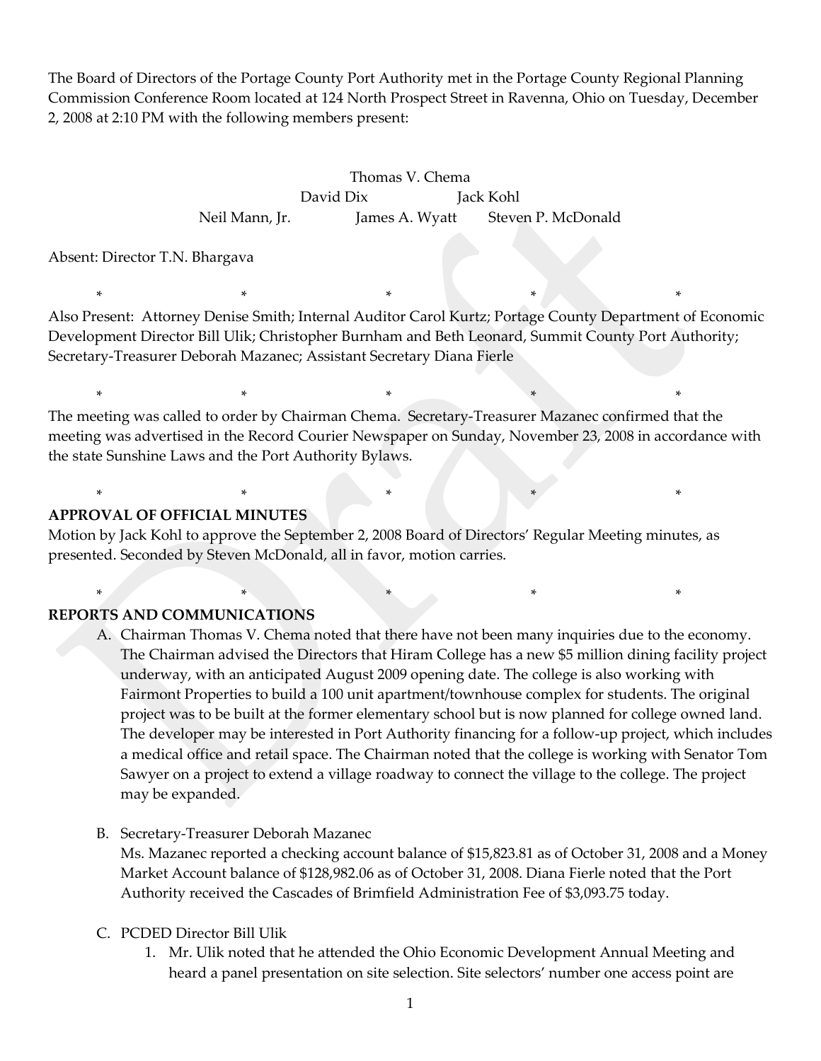The Board of Directors of the Portage County Port Authority met in the Portage County Regional Planning Commission Conference Room located at 124 North Prospect Street in Ravenna, Ohio on Tuesday, December 2, 2008 at 2:10 PM with the following members present:

Thomas V. Chema
David Dix Jack Kohl
Neil Mann, Jr. James A. Wyatt Steven P. McDonald

Absent: Director T.N. Bhargava

\* \* \* \* \*

Also Present: Attorney Denise Smith; Internal Auditor Carol Kurtz; Portage County Department of Economic Development Director Bill Ulik; Christopher Burnham and Beth Leonard, Summit County Port Authority; Secretary-Treasurer Deborah Mazanec; Assistant Secretary Diana Fierle

\* \* \* \* \*

The meeting was called to order by Chairman Chema. Secretary-Treasurer Mazanec confirmed that the meeting was advertised in the Record Courier Newspaper on Sunday, November 23, 2008 in accordance with the state Sunshine Laws and the Port Authority Bylaws.

\* \* \* \* \*

**APPROVAL OF OFFICIAL MINUTES**

Motion by Jack Kohl to approve the September 2, 2008 Board of Directors' Regular Meeting minutes, as presented. Seconded by Steven McDonald, all in favor, motion carries.

\* \* \* \* \*

**REPORTS AND COMMUNICATIONS**

A. Chairman Thomas V. Chema noted that there have not been many inquiries due to the economy. The Chairman advised the Directors that Hiram College has a new $5 million dining facility project underway, with an anticipated August 2009 opening date. The college is also working with Fairmont Properties to build a 100 unit apartment/townhouse complex for students. The original project was to be built at the former elementary school but is now planned for college owned land. The developer may be interested in Port Authority financing for a follow-up project, which includes a medical office and retail space. The Chairman noted that the college is working with Senator Tom Sawyer on a project to extend a village roadway to connect the village to the college. The project may be expanded.

B. Secretary-Treasurer Deborah Mazanec
   Ms. Mazanec reported a checking account balance of $15,823.81 as of October 31, 2008 and a Money Market Account balance of $128,982.06 as of October 31, 2008. Diana Fierle noted that the Port Authority received the Cascades of Brimfield Administration Fee of $3,093.75 today.

C. PCDED Director Bill Ulik
   1. Mr. Ulik noted that he attended the Ohio Economic Development Annual Meeting and heard a panel presentation on site selection. Site selectors' number one access point are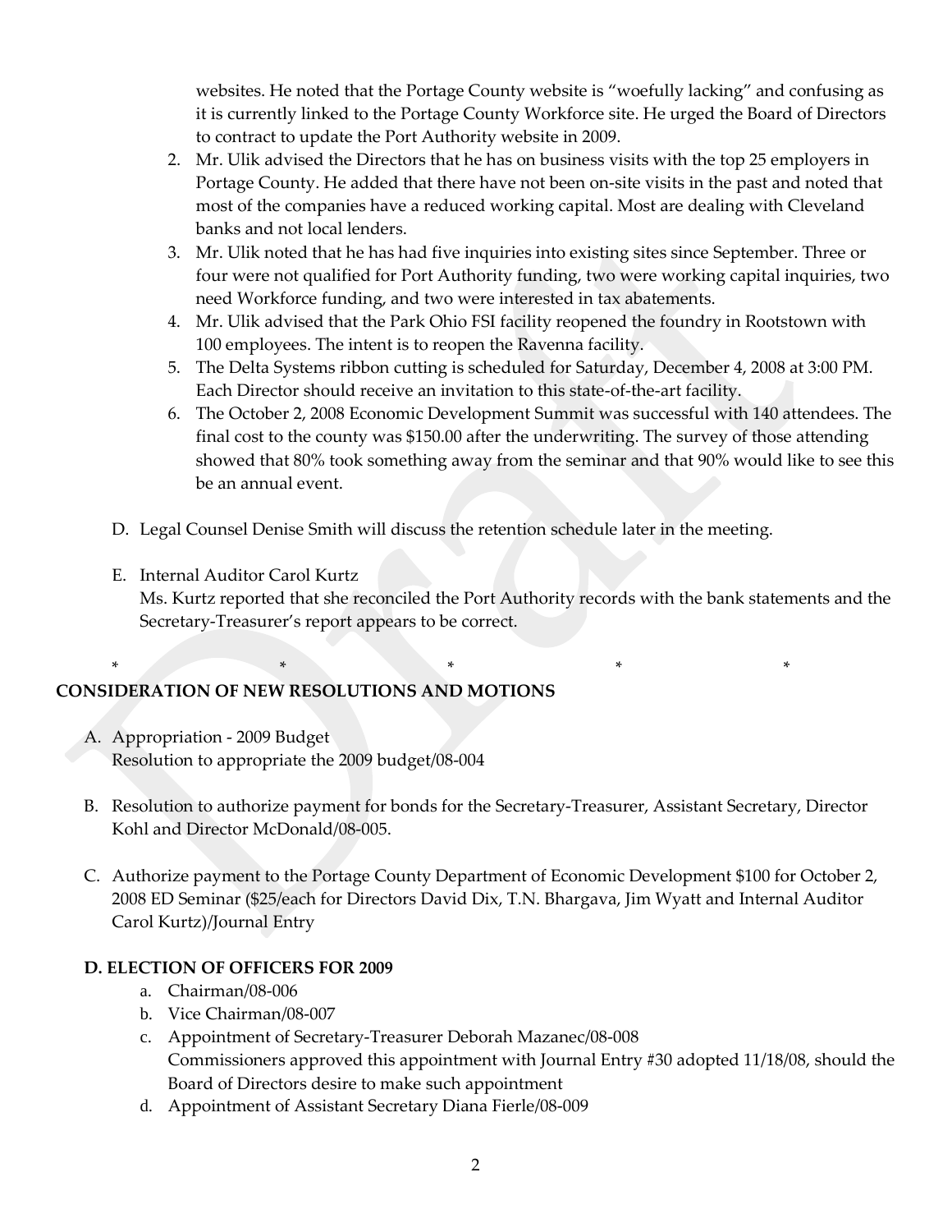websites. He noted that the Portage County website is "woefully lacking" and confusing as it is currently linked to the Portage County Workforce site. He urged the Board of Directors to contract to update the Port Authority website in 2009.

2. Mr. Ulik advised the Directors that he has on business visits with the top 25 employers in Portage County. He added that there have not been on-site visits in the past and noted that most of the companies have a reduced working capital. Most are dealing with Cleveland banks and not local lenders.
3. Mr. Ulik noted that he has had five inquiries into existing sites since September. Three or four were not qualified for Port Authority funding, two were working capital inquiries, two need Workforce funding, and two were interested in tax abatements.
4. Mr. Ulik advised that the Park Ohio FSI facility reopened the foundry in Rootstown with 100 employees. The intent is to reopen the Ravenna facility.
5. The Delta Systems ribbon cutting is scheduled for Saturday, December 4, 2008 at 3:00 PM. Each Director should receive an invitation to this state-of-the-art facility.
6. The October 2, 2008 Economic Development Summit was successful with 140 attendees. The final cost to the county was $150.00 after the underwriting. The survey of those attending showed that 80% took something away from the seminar and that 90% would like to see this be an annual event.

D. Legal Counsel Denise Smith will discuss the retention schedule later in the meeting.

E. Internal Auditor Carol Kurtz
Ms. Kurtz reported that she reconciled the Port Authority records with the bank statements and the Secretary-Treasurer's report appears to be correct.

\* \* \* \* \*

## CONSIDERATION OF NEW RESOLUTIONS AND MOTIONS

A. Appropriation - 2009 Budget
Resolution to appropriate the 2009 budget/08-004

B. Resolution to authorize payment for bonds for the Secretary-Treasurer, Assistant Secretary, Director Kohl and Director McDonald/08-005.

C. Authorize payment to the Portage County Department of Economic Development $100 for October 2, 2008 ED Seminar ($25/each for Directors David Dix, T.N. Bhargava, Jim Wyatt and Internal Auditor Carol Kurtz)/Journal Entry

**D. ELECTION OF OFFICERS FOR 2009**

a. Chairman/08-006
b. Vice Chairman/08-007
c. Appointment of Secretary-Treasurer Deborah Mazanec/08-008
Commissioners approved this appointment with Journal Entry #30 adopted 11/18/08, should the Board of Directors desire to make such appointment
d. Appointment of Assistant Secretary Diana Fierle/08-009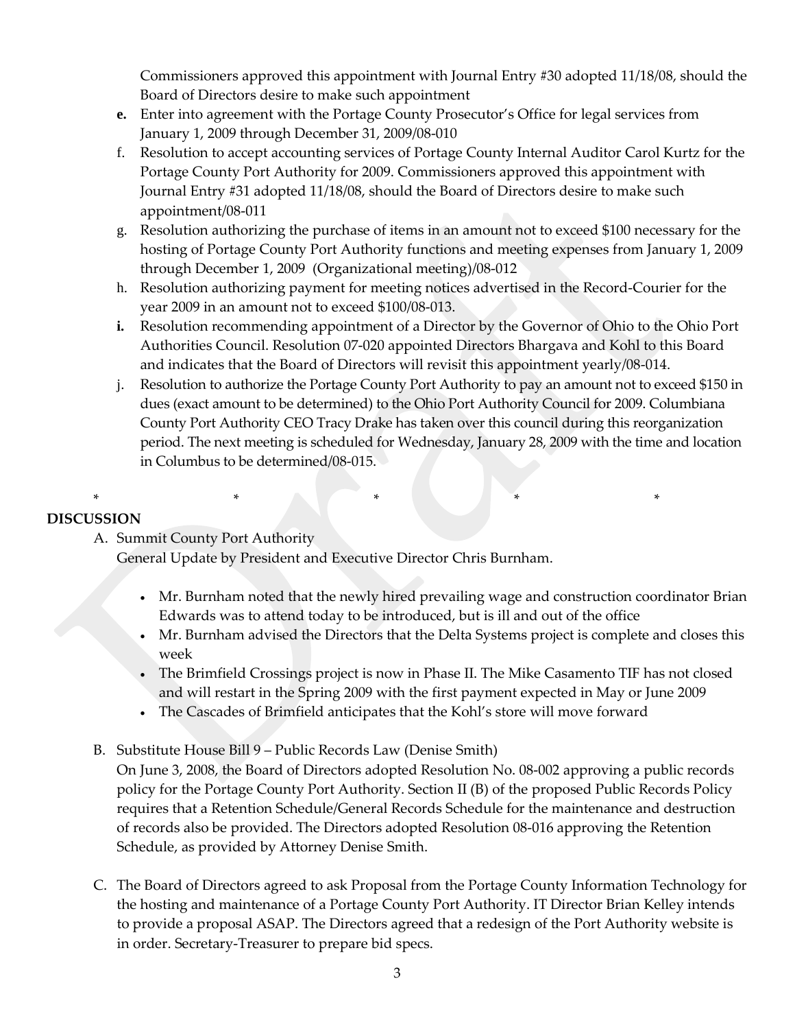Commissioners approved this appointment with Journal Entry #30 adopted 11/18/08, should the Board of Directors desire to make such appointment

**e.** Enter into agreement with the Portage County Prosecutor's Office for legal services from January 1, 2009 through December 31, 2009/08-010

f. Resolution to accept accounting services of Portage County Internal Auditor Carol Kurtz for the Portage County Port Authority for 2009. Commissioners approved this appointment with Journal Entry #31 adopted 11/18/08, should the Board of Directors desire to make such appointment/08-011

g. Resolution authorizing the purchase of items in an amount not to exceed $100 necessary for the hosting of Portage County Port Authority functions and meeting expenses from January 1, 2009 through December 1, 2009 (Organizational meeting)/08-012

h. Resolution authorizing payment for meeting notices advertised in the Record-Courier for the year 2009 in an amount not to exceed $100/08-013.

**i.** Resolution recommending appointment of a Director by the Governor of Ohio to the Ohio Port Authorities Council. Resolution 07-020 appointed Directors Bhargava and Kohl to this Board and indicates that the Board of Directors will revisit this appointment yearly/08-014.

j. Resolution to authorize the Portage County Port Authority to pay an amount not to exceed $150 in dues (exact amount to be determined) to the Ohio Port Authority Council for 2009. Columbiana County Port Authority CEO Tracy Drake has taken over this council during this reorganization period. The next meeting is scheduled for Wednesday, January 28, 2009 with the time and location in Columbus to be determined/08-015.

\* \* \* \* \*

**DISCUSSION**

A. Summit County Port Authority
General Update by President and Executive Director Chris Burnham.

- Mr. Burnham noted that the newly hired prevailing wage and construction coordinator Brian Edwards was to attend today to be introduced, but is ill and out of the office
- Mr. Burnham advised the Directors that the Delta Systems project is complete and closes this week
- The Brimfield Crossings project is now in Phase II. The Mike Casamento TIF has not closed and will restart in the Spring 2009 with the first payment expected in May or June 2009
- The Cascades of Brimfield anticipates that the Kohl's store will move forward

B. Substitute House Bill 9 – Public Records Law (Denise Smith)
On June 3, 2008, the Board of Directors adopted Resolution No. 08-002 approving a public records policy for the Portage County Port Authority. Section II (B) of the proposed Public Records Policy requires that a Retention Schedule/General Records Schedule for the maintenance and destruction of records also be provided. The Directors adopted Resolution 08-016 approving the Retention Schedule, as provided by Attorney Denise Smith.

C. The Board of Directors agreed to ask Proposal from the Portage County Information Technology for the hosting and maintenance of a Portage County Port Authority. IT Director Brian Kelley intends to provide a proposal ASAP. The Directors agreed that a redesign of the Port Authority website is in order. Secretary-Treasurer to prepare bid specs.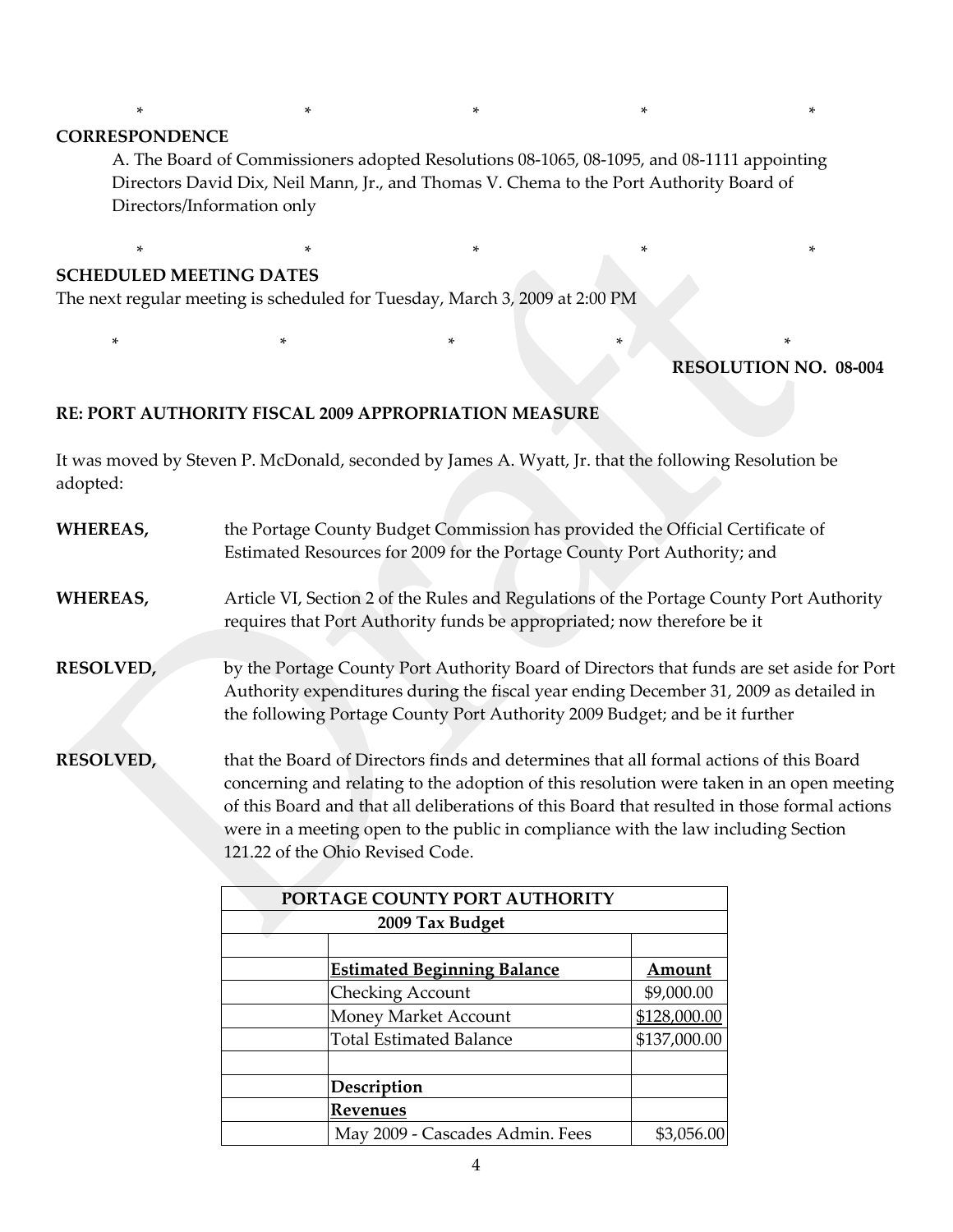\*                    \*                    \*                    \*                    \*

**CORRESPONDENCE**

A. The Board of Commissioners adopted Resolutions 08-1065, 08-1095, and 08-1111 appointing Directors David Dix, Neil Mann, Jr., and Thomas V. Chema to the Port Authority Board of Directors/Information only

\*                    \*                    \*                    \*                    \*

**SCHEDULED MEETING DATES**

The next regular meeting is scheduled for Tuesday, March 3, 2009 at 2:00 PM

\*                    \*                    \*                    \*                    \*

**RESOLUTION NO. 08-004**

**RE: PORT AUTHORITY FISCAL 2009 APPROPRIATION MEASURE**

It was moved by Steven P. McDonald, seconded by James A. Wyatt, Jr. that the following Resolution be adopted:

**WHEREAS,** the Portage County Budget Commission has provided the Official Certificate of Estimated Resources for 2009 for the Portage County Port Authority; and

**WHEREAS,** Article VI, Section 2 of the Rules and Regulations of the Portage County Port Authority requires that Port Authority funds be appropriated; now therefore be it

**RESOLVED,** by the Portage County Port Authority Board of Directors that funds are set aside for Port Authority expenditures during the fiscal year ending December 31, 2009 as detailed in the following Portage County Port Authority 2009 Budget; and be it further

**RESOLVED,** that the Board of Directors finds and determines that all formal actions of this Board concerning and relating to the adoption of this resolution were taken in an open meeting of this Board and that all deliberations of this Board that resulted in those formal actions were in a meeting open to the public in compliance with the law including Section 121.22 of the Ohio Revised Code.

| **PORTAGE COUNTY PORT AUTHORITY** | | |
|---|---|---|
| **2009 Tax Budget** | | |
| | | |
| | **Estimated Beginning Balance** | **Amount** |
| | Checking Account | $9,000.00 |
| | Money Market Account | $128,000.00 |
| | Total Estimated Balance | $137,000.00 |
| | | |
| | **Description** | |
| | **Revenues** | |
| | May 2009 - Cascades Admin. Fees | $3,056.00 |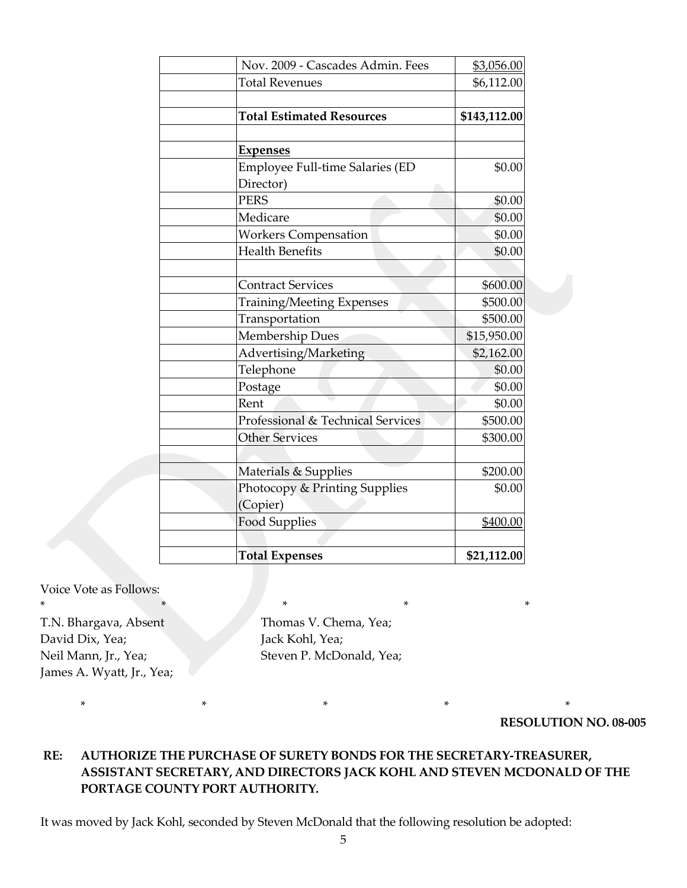| | | |
|---|---|---|
| | Nov. 2009 - Cascades Admin. Fees | $3,056.00 |
| | Total Revenues | $6,112.00 |
| | | |
| | **Total Estimated Resources** | **$143,112.00** |
| | | |
| | **Expenses** | |
| | Employee Full-time Salaries (ED Director) | $0.00 |
| | PERS | $0.00 |
| | Medicare | $0.00 |
| | Workers Compensation | $0.00 |
| | Health Benefits | $0.00 |
| | | |
| | Contract Services | $600.00 |
| | Training/Meeting Expenses | $500.00 |
| | Transportation | $500.00 |
| | Membership Dues | $15,950.00 |
| | Advertising/Marketing | $2,162.00 |
| | Telephone | $0.00 |
| | Postage | $0.00 |
| | Rent | $0.00 |
| | Professional & Technical Services | $500.00 |
| | Other Services | $300.00 |
| | | |
| | Materials & Supplies | $200.00 |
| | Photocopy & Printing Supplies (Copier) | $0.00 |
| | Food Supplies | $400.00 |
| | | |
| | **Total Expenses** | **$21,112.00** |

Voice Vote as Follows:

\* \* \* \* \*

T.N. Bhargava, Absent
Thomas V. Chema, Yea;
David Dix, Yea;
Jack Kohl, Yea;
Neil Mann, Jr., Yea;
Steven P. McDonald, Yea;
James A. Wyatt, Jr., Yea;

\* \* \* \* \*

**RESOLUTION NO. 08-005**

**RE: AUTHORIZE THE PURCHASE OF SURETY BONDS FOR THE SECRETARY-TREASURER, ASSISTANT SECRETARY, AND DIRECTORS JACK KOHL AND STEVEN MCDONALD OF THE PORTAGE COUNTY PORT AUTHORITY.**

It was moved by Jack Kohl, seconded by Steven McDonald that the following resolution be adopted: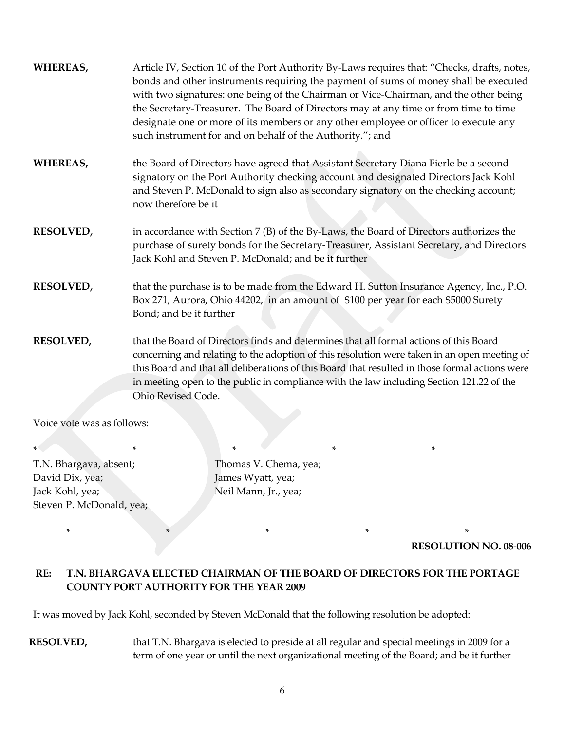**WHEREAS,** Article IV, Section 10 of the Port Authority By-Laws requires that: "Checks, drafts, notes, bonds and other instruments requiring the payment of sums of money shall be executed with two signatures: one being of the Chairman or Vice-Chairman, and the other being the Secretary-Treasurer. The Board of Directors may at any time or from time to time designate one or more of its members or any other employee or officer to execute any such instrument for and on behalf of the Authority."; and

**WHEREAS,** the Board of Directors have agreed that Assistant Secretary Diana Fierle be a second signatory on the Port Authority checking account and designated Directors Jack Kohl and Steven P. McDonald to sign also as secondary signatory on the checking account; now therefore be it

**RESOLVED,** in accordance with Section 7 (B) of the By-Laws, the Board of Directors authorizes the purchase of surety bonds for the Secretary-Treasurer, Assistant Secretary, and Directors Jack Kohl and Steven P. McDonald; and be it further

**RESOLVED,** that the purchase is to be made from the Edward H. Sutton Insurance Agency, Inc., P.O. Box 271, Aurora, Ohio 44202, in an amount of $100 per year for each $5000 Surety Bond; and be it further

**RESOLVED,** that the Board of Directors finds and determines that all formal actions of this Board concerning and relating to the adoption of this resolution were taken in an open meeting of this Board and that all deliberations of this Board that resulted in those formal actions were in meeting open to the public in compliance with the law including Section 121.22 of the Ohio Revised Code.

Voice vote was as follows:

\* \* \* \* \*

T.N. Bhargava, absent;
David Dix, yea;
Jack Kohl, yea;
Steven P. McDonald, yea;
Thomas V. Chema, yea;
James Wyatt, yea;
Neil Mann, Jr., yea;

\* \* \* \* \*

**RESOLUTION NO. 08-006**

**RE: T.N. BHARGAVA ELECTED CHAIRMAN OF THE BOARD OF DIRECTORS FOR THE PORTAGE COUNTY PORT AUTHORITY FOR THE YEAR 2009**

It was moved by Jack Kohl, seconded by Steven McDonald that the following resolution be adopted:

**RESOLVED,** that T.N. Bhargava is elected to preside at all regular and special meetings in 2009 for a term of one year or until the next organizational meeting of the Board; and be it further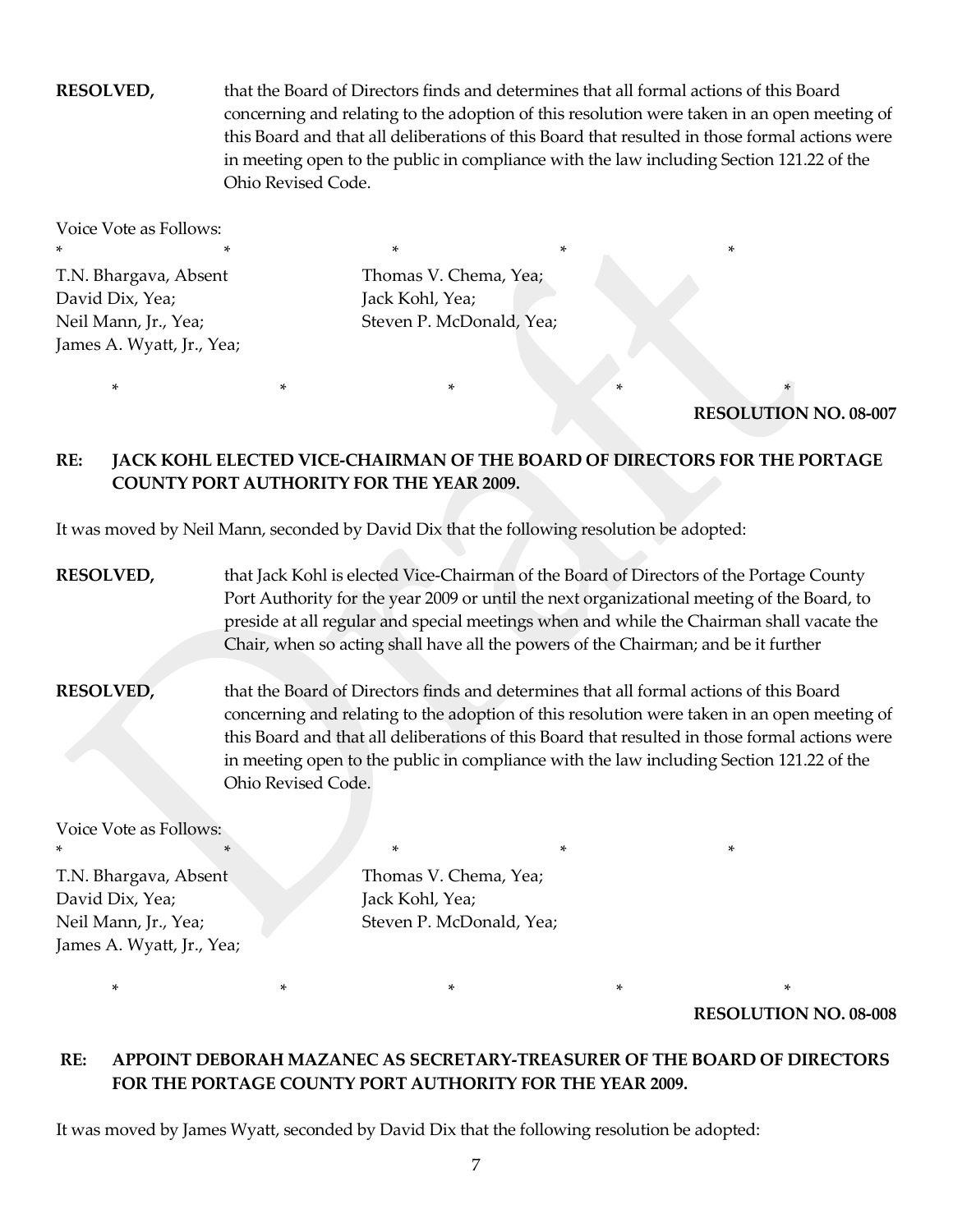**RESOLVED,** that the Board of Directors finds and determines that all formal actions of this Board concerning and relating to the adoption of this resolution were taken in an open meeting of this Board and that all deliberations of this Board that resulted in those formal actions were in meeting open to the public in compliance with the law including Section 121.22 of the Ohio Revised Code.

Voice Vote as Follows:

\* \* \* \* \*

T.N. Bhargava, Absent
Thomas V. Chema, Yea;
David Dix, Yea;
Jack Kohl, Yea;
Neil Mann, Jr., Yea;
Steven P. McDonald, Yea;
James A. Wyatt, Jr., Yea;

\* \* \* \* \*

**RESOLUTION NO. 08-007**

**RE: JACK KOHL ELECTED VICE-CHAIRMAN OF THE BOARD OF DIRECTORS FOR THE PORTAGE COUNTY PORT AUTHORITY FOR THE YEAR 2009.**

It was moved by Neil Mann, seconded by David Dix that the following resolution be adopted:

**RESOLVED,** that Jack Kohl is elected Vice-Chairman of the Board of Directors of the Portage County Port Authority for the year 2009 or until the next organizational meeting of the Board, to preside at all regular and special meetings when and while the Chairman shall vacate the Chair, when so acting shall have all the powers of the Chairman; and be it further

**RESOLVED,** that the Board of Directors finds and determines that all formal actions of this Board concerning and relating to the adoption of this resolution were taken in an open meeting of this Board and that all deliberations of this Board that resulted in those formal actions were in meeting open to the public in compliance with the law including Section 121.22 of the Ohio Revised Code.

Voice Vote as Follows:

\* \* \* \* \*

T.N. Bhargava, Absent
Thomas V. Chema, Yea;
David Dix, Yea;
Jack Kohl, Yea;
Neil Mann, Jr., Yea;
Steven P. McDonald, Yea;
James A. Wyatt, Jr., Yea;

\* \* \* \* \*

**RESOLUTION NO. 08-008**

**RE: APPOINT DEBORAH MAZANEC AS SECRETARY-TREASURER OF THE BOARD OF DIRECTORS FOR THE PORTAGE COUNTY PORT AUTHORITY FOR THE YEAR 2009.**

It was moved by James Wyatt, seconded by David Dix that the following resolution be adopted: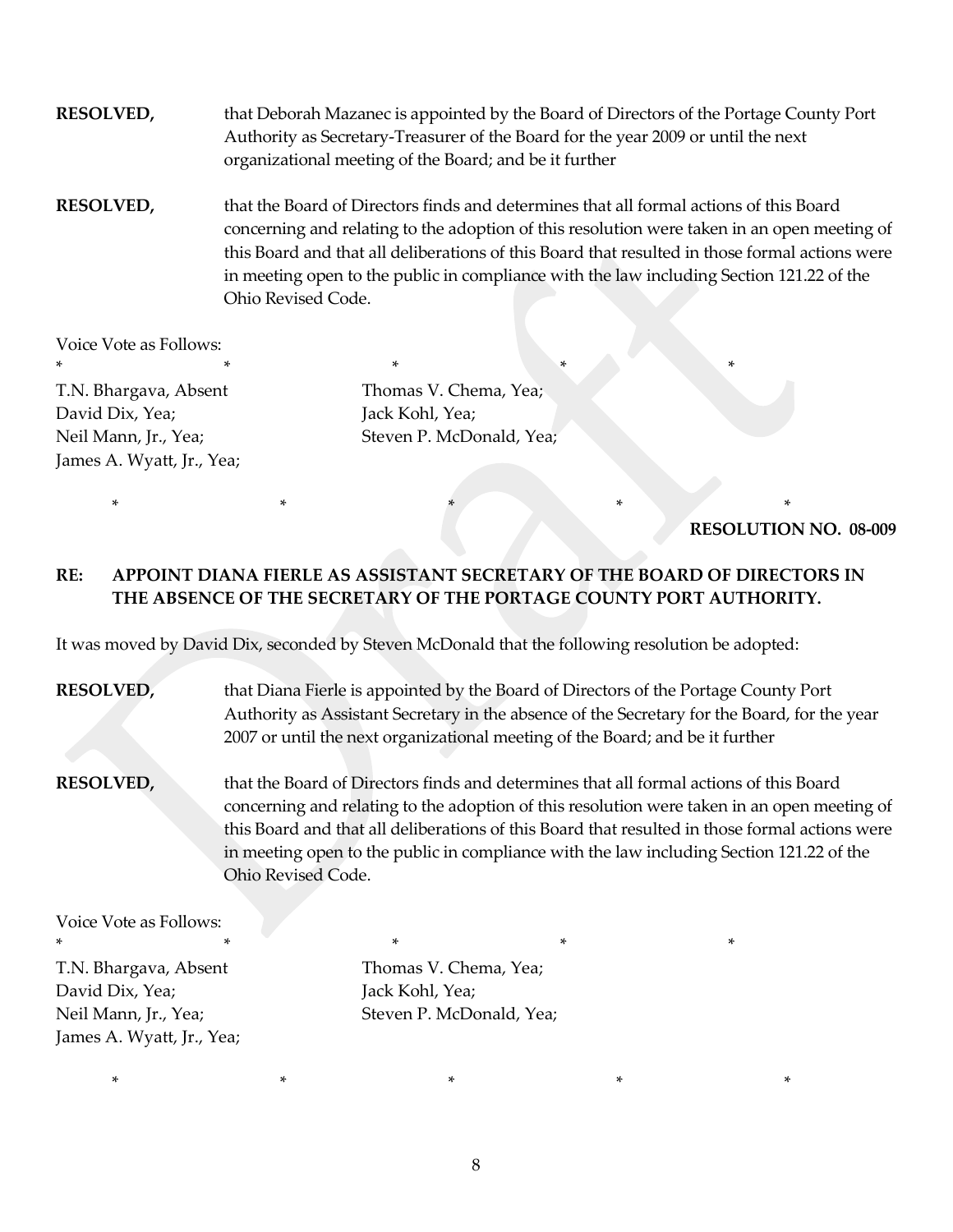**RESOLVED,** that Deborah Mazanec is appointed by the Board of Directors of the Portage County Port Authority as Secretary-Treasurer of the Board for the year 2009 or until the next organizational meeting of the Board; and be it further

**RESOLVED,** that the Board of Directors finds and determines that all formal actions of this Board concerning and relating to the adoption of this resolution were taken in an open meeting of this Board and that all deliberations of this Board that resulted in those formal actions were in meeting open to the public in compliance with the law including Section 121.22 of the Ohio Revised Code.

Voice Vote as Follows:

\* \* \* \* \*

T.N. Bhargava, Absent
Thomas V. Chema, Yea;
David Dix, Yea;
Jack Kohl, Yea;
Neil Mann, Jr., Yea;
Steven P. McDonald, Yea;
James A. Wyatt, Jr., Yea;

\* \* \* \* \*

**RESOLUTION NO. 08-009**

**RE: APPOINT DIANA FIERLE AS ASSISTANT SECRETARY OF THE BOARD OF DIRECTORS IN THE ABSENCE OF THE SECRETARY OF THE PORTAGE COUNTY PORT AUTHORITY.**

It was moved by David Dix, seconded by Steven McDonald that the following resolution be adopted:

**RESOLVED,** that Diana Fierle is appointed by the Board of Directors of the Portage County Port Authority as Assistant Secretary in the absence of the Secretary for the Board, for the year 2007 or until the next organizational meeting of the Board; and be it further

**RESOLVED,** that the Board of Directors finds and determines that all formal actions of this Board concerning and relating to the adoption of this resolution were taken in an open meeting of this Board and that all deliberations of this Board that resulted in those formal actions were in meeting open to the public in compliance with the law including Section 121.22 of the Ohio Revised Code.

Voice Vote as Follows:

\* \* \* \* \*

T.N. Bhargava, Absent
Thomas V. Chema, Yea;
David Dix, Yea;
Jack Kohl, Yea;
Neil Mann, Jr., Yea;
Steven P. McDonald, Yea;
James A. Wyatt, Jr., Yea;

\* \* \* \* \*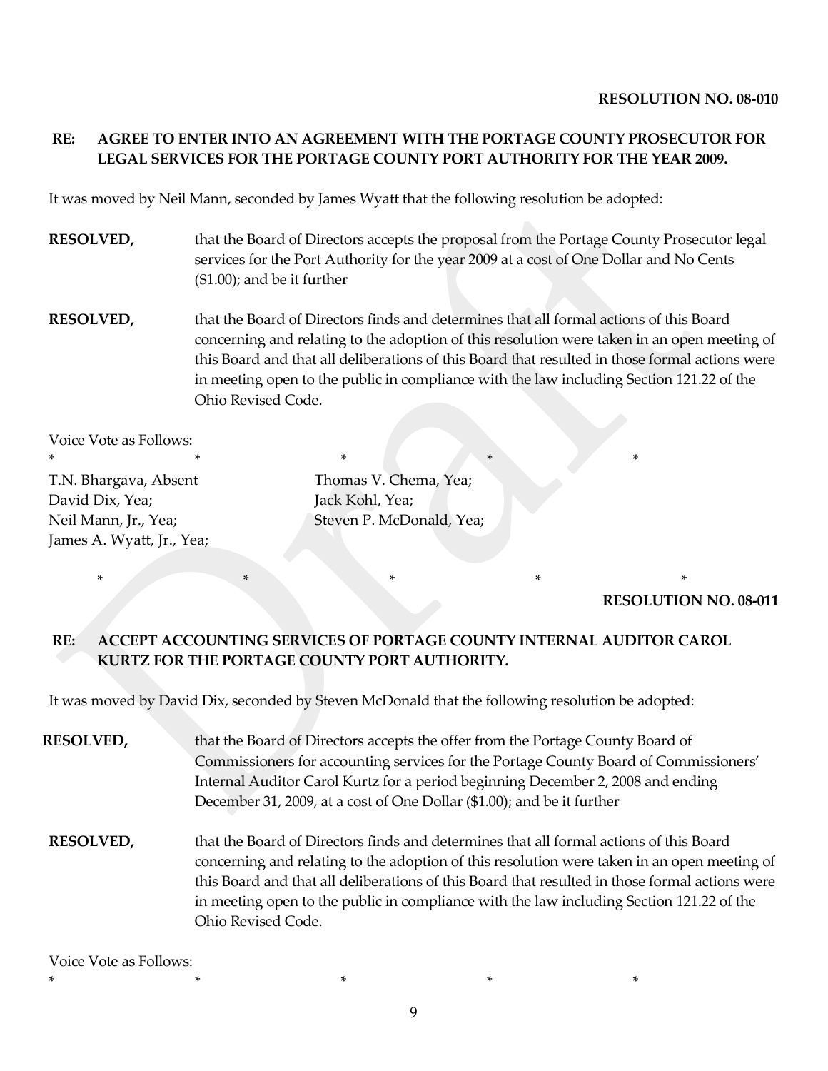**RESOLUTION NO. 08-010**

**RE: AGREE TO ENTER INTO AN AGREEMENT WITH THE PORTAGE COUNTY PROSECUTOR FOR LEGAL SERVICES FOR THE PORTAGE COUNTY PORT AUTHORITY FOR THE YEAR 2009.**

It was moved by Neil Mann, seconded by James Wyatt that the following resolution be adopted:

**RESOLVED,** that the Board of Directors accepts the proposal from the Portage County Prosecutor legal services for the Port Authority for the year 2009 at a cost of One Dollar and No Cents ($1.00); and be it further

**RESOLVED,** that the Board of Directors finds and determines that all formal actions of this Board concerning and relating to the adoption of this resolution were taken in an open meeting of this Board and that all deliberations of this Board that resulted in those formal actions were in meeting open to the public in compliance with the law including Section 121.22 of the Ohio Revised Code.

Voice Vote as Follows:

\* \* \* \* \*

T.N. Bhargava, Absent
Thomas V. Chema, Yea;
David Dix, Yea;
Jack Kohl, Yea;
Neil Mann, Jr., Yea;
Steven P. McDonald, Yea;
James A. Wyatt, Jr., Yea;

\* \* \* \* \*

**RESOLUTION NO. 08-011**

**RE: ACCEPT ACCOUNTING SERVICES OF PORTAGE COUNTY INTERNAL AUDITOR CAROL KURTZ FOR THE PORTAGE COUNTY PORT AUTHORITY.**

It was moved by David Dix, seconded by Steven McDonald that the following resolution be adopted:

**RESOLVED,** that the Board of Directors accepts the offer from the Portage County Board of Commissioners for accounting services for the Portage County Board of Commissioners' Internal Auditor Carol Kurtz for a period beginning December 2, 2008 and ending December 31, 2009, at a cost of One Dollar ($1.00); and be it further

**RESOLVED,** that the Board of Directors finds and determines that all formal actions of this Board concerning and relating to the adoption of this resolution were taken in an open meeting of this Board and that all deliberations of this Board that resulted in those formal actions were in meeting open to the public in compliance with the law including Section 121.22 of the Ohio Revised Code.

Voice Vote as Follows:

\* \* \* \* \*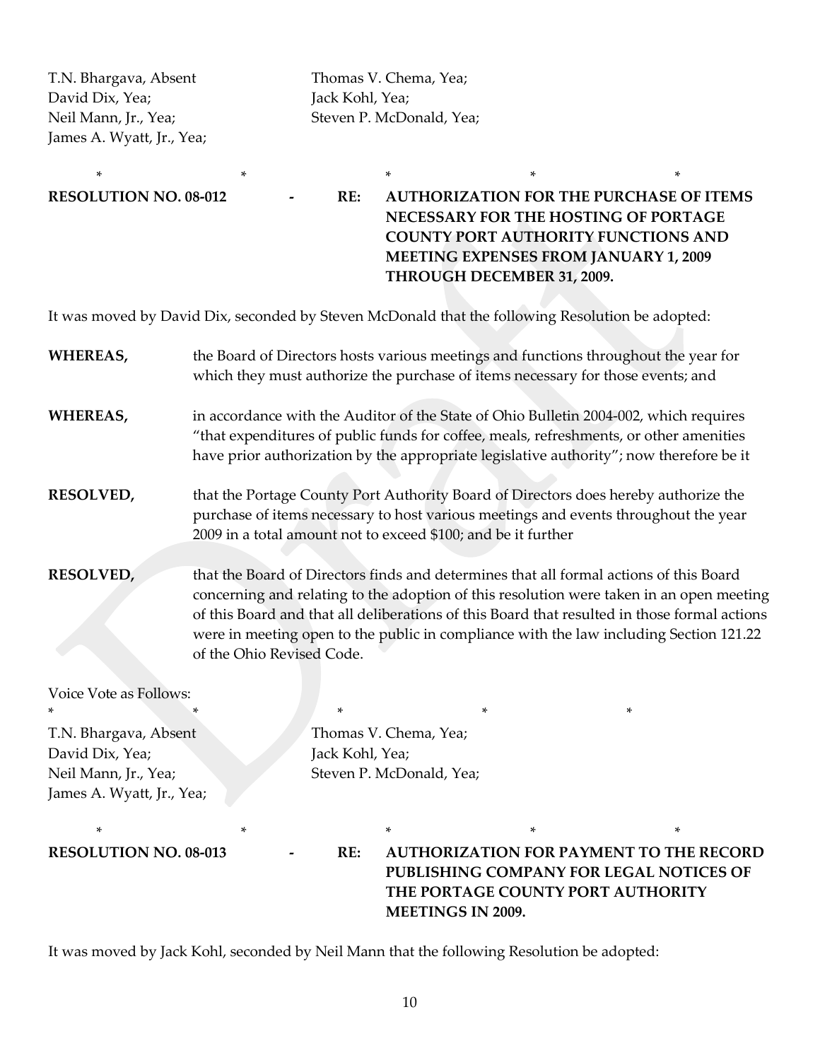T.N. Bhargava, Absent
David Dix, Yea;
Neil Mann, Jr., Yea;
James A. Wyatt, Jr., Yea;

Thomas V. Chema, Yea;
Jack Kohl, Yea;
Steven P. McDonald, Yea;

\*　　\*　　\*　　\*　　\*

**RESOLUTION NO. 08-012 - RE: AUTHORIZATION FOR THE PURCHASE OF ITEMS NECESSARY FOR THE HOSTING OF PORTAGE COUNTY PORT AUTHORITY FUNCTIONS AND MEETING EXPENSES FROM JANUARY 1, 2009 THROUGH DECEMBER 31, 2009.**

It was moved by David Dix, seconded by Steven McDonald that the following Resolution be adopted:

**WHEREAS,** the Board of Directors hosts various meetings and functions throughout the year for which they must authorize the purchase of items necessary for those events; and

**WHEREAS,** in accordance with the Auditor of the State of Ohio Bulletin 2004-002, which requires "that expenditures of public funds for coffee, meals, refreshments, or other amenities have prior authorization by the appropriate legislative authority"; now therefore be it

**RESOLVED,** that the Portage County Port Authority Board of Directors does hereby authorize the purchase of items necessary to host various meetings and events throughout the year 2009 in a total amount not to exceed $100; and be it further

**RESOLVED,** that the Board of Directors finds and determines that all formal actions of this Board concerning and relating to the adoption of this resolution were taken in an open meeting of this Board and that all deliberations of this Board that resulted in those formal actions were in meeting open to the public in compliance with the law including Section 121.22 of the Ohio Revised Code.

Voice Vote as Follows:

\*　　\*　　\*　　\*　　\*

T.N. Bhargava, Absent
David Dix, Yea;
Neil Mann, Jr., Yea;
James A. Wyatt, Jr., Yea;

Thomas V. Chema, Yea;
Jack Kohl, Yea;
Steven P. McDonald, Yea;

\*　　\*　　\*　　\*　　\*

**RESOLUTION NO. 08-013 - RE: AUTHORIZATION FOR PAYMENT TO THE RECORD PUBLISHING COMPANY FOR LEGAL NOTICES OF THE PORTAGE COUNTY PORT AUTHORITY MEETINGS IN 2009.**

It was moved by Jack Kohl, seconded by Neil Mann that the following Resolution be adopted: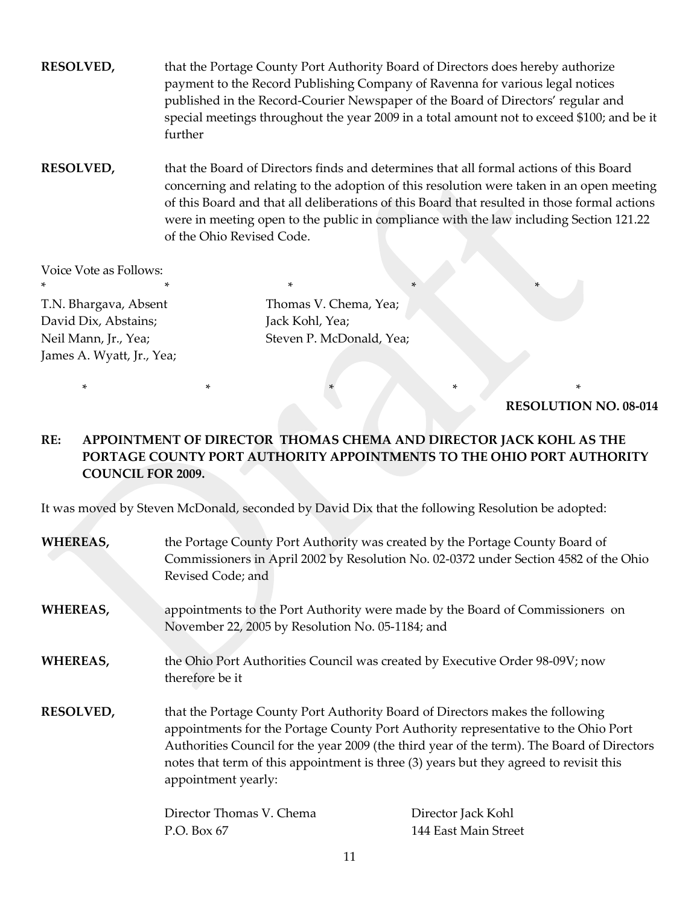**RESOLVED,** that the Portage County Port Authority Board of Directors does hereby authorize payment to the Record Publishing Company of Ravenna for various legal notices published in the Record-Courier Newspaper of the Board of Directors' regular and special meetings throughout the year 2009 in a total amount not to exceed $100; and be it further

**RESOLVED,** that the Board of Directors finds and determines that all formal actions of this Board concerning and relating to the adoption of this resolution were taken in an open meeting of this Board and that all deliberations of this Board that resulted in those formal actions were in meeting open to the public in compliance with the law including Section 121.22 of the Ohio Revised Code.

Voice Vote as Follows:

\* \* \* \* \*

T.N. Bhargava, Absent
David Dix, Abstains;
Neil Mann, Jr., Yea;
James A. Wyatt, Jr., Yea;
Thomas V. Chema, Yea;
Jack Kohl, Yea;
Steven P. McDonald, Yea;

\* \* \* \* \*

**RESOLUTION NO. 08-014**

**RE: APPOINTMENT OF DIRECTOR THOMAS CHEMA AND DIRECTOR JACK KOHL AS THE PORTAGE COUNTY PORT AUTHORITY APPOINTMENTS TO THE OHIO PORT AUTHORITY COUNCIL FOR 2009.**

It was moved by Steven McDonald, seconded by David Dix that the following Resolution be adopted:

**WHEREAS,** the Portage County Port Authority was created by the Portage County Board of Commissioners in April 2002 by Resolution No. 02-0372 under Section 4582 of the Ohio Revised Code; and

**WHEREAS,** appointments to the Port Authority were made by the Board of Commissioners on November 22, 2005 by Resolution No. 05-1184; and

**WHEREAS,** the Ohio Port Authorities Council was created by Executive Order 98-09V; now therefore be it

**RESOLVED,** that the Portage County Port Authority Board of Directors makes the following appointments for the Portage County Port Authority representative to the Ohio Port Authorities Council for the year 2009 (the third year of the term). The Board of Directors notes that term of this appointment is three (3) years but they agreed to revisit this appointment yearly:

Director Thomas V. Chema
P.O. Box 67

Director Jack Kohl
144 East Main Street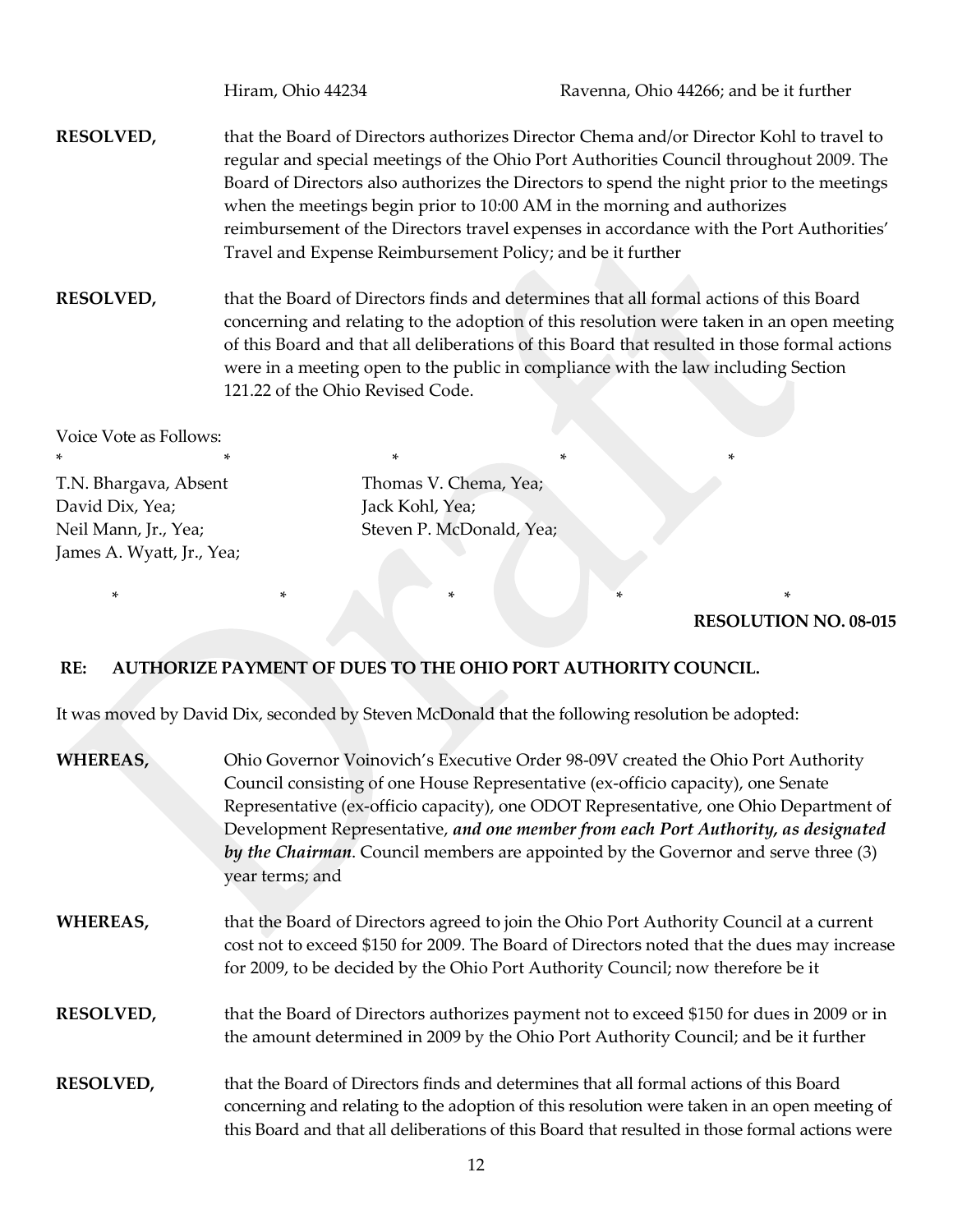Hiram, Ohio 44234 Ravenna, Ohio 44266; and be it further

**RESOLVED,** that the Board of Directors authorizes Director Chema and/or Director Kohl to travel to regular and special meetings of the Ohio Port Authorities Council throughout 2009. The Board of Directors also authorizes the Directors to spend the night prior to the meetings when the meetings begin prior to 10:00 AM in the morning and authorizes reimbursement of the Directors travel expenses in accordance with the Port Authorities' Travel and Expense Reimbursement Policy; and be it further

**RESOLVED,** that the Board of Directors finds and determines that all formal actions of this Board concerning and relating to the adoption of this resolution were taken in an open meeting of this Board and that all deliberations of this Board that resulted in those formal actions were in a meeting open to the public in compliance with the law including Section 121.22 of the Ohio Revised Code.

Voice Vote as Follows:

\* \* \* \* \*

T.N. Bhargava, Absent
Thomas V. Chema, Yea;
David Dix, Yea;
Jack Kohl, Yea;
Neil Mann, Jr., Yea;
Steven P. McDonald, Yea;
James A. Wyatt, Jr., Yea;

\* \* \* \* \*

**RESOLUTION NO. 08-015**

**RE: AUTHORIZE PAYMENT OF DUES TO THE OHIO PORT AUTHORITY COUNCIL.**

It was moved by David Dix, seconded by Steven McDonald that the following resolution be adopted:

**WHEREAS,** Ohio Governor Voinovich's Executive Order 98-09V created the Ohio Port Authority Council consisting of one House Representative (ex-officio capacity), one Senate Representative (ex-officio capacity), one ODOT Representative, one Ohio Department of Development Representative, ***and one member from each Port Authority, as designated by the Chairman***. Council members are appointed by the Governor and serve three (3) year terms; and

**WHEREAS,** that the Board of Directors agreed to join the Ohio Port Authority Council at a current cost not to exceed $150 for 2009. The Board of Directors noted that the dues may increase for 2009, to be decided by the Ohio Port Authority Council; now therefore be it

**RESOLVED,** that the Board of Directors authorizes payment not to exceed $150 for dues in 2009 or in the amount determined in 2009 by the Ohio Port Authority Council; and be it further

**RESOLVED,** that the Board of Directors finds and determines that all formal actions of this Board concerning and relating to the adoption of this resolution were taken in an open meeting of this Board and that all deliberations of this Board that resulted in those formal actions were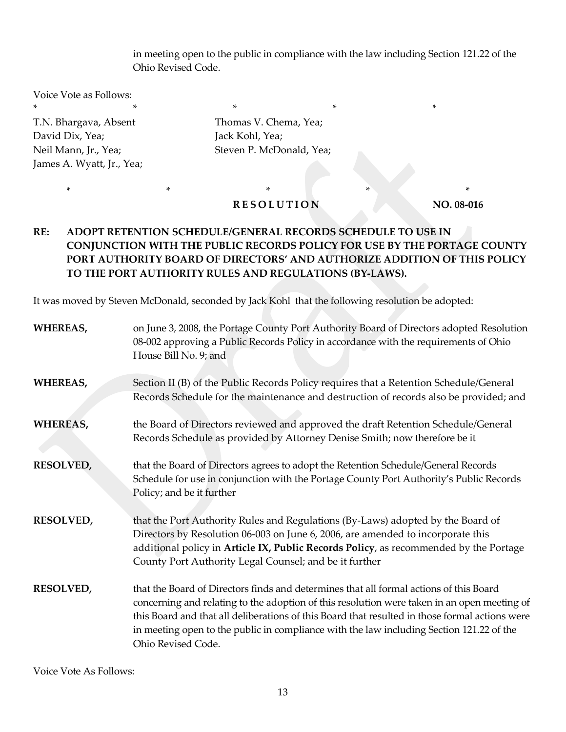in meeting open to the public in compliance with the law including Section 121.22 of the Ohio Revised Code.

Voice Vote as Follows:

*          *          *          *          *

T.N. Bhargava, Absent  
David Dix, Yea;  
Neil Mann, Jr., Yea;  
James A. Wyatt, Jr., Yea;  
Thomas V. Chema, Yea;  
Jack Kohl, Yea;  
Steven P. McDonald, Yea;

*          *          *          *          *

**R E S O L U T I O N          NO. 08-016**

**RE: ADOPT RETENTION SCHEDULE/GENERAL RECORDS SCHEDULE TO USE IN CONJUNCTION WITH THE PUBLIC RECORDS POLICY FOR USE BY THE PORTAGE COUNTY PORT AUTHORITY BOARD OF DIRECTORS' AND AUTHORIZE ADDITION OF THIS POLICY TO THE PORT AUTHORITY RULES AND REGULATIONS (BY-LAWS).**

It was moved by Steven McDonald, seconded by Jack Kohl that the following resolution be adopted:

**WHEREAS,** on June 3, 2008, the Portage County Port Authority Board of Directors adopted Resolution 08-002 approving a Public Records Policy in accordance with the requirements of Ohio House Bill No. 9; and

**WHEREAS,** Section II (B) of the Public Records Policy requires that a Retention Schedule/General Records Schedule for the maintenance and destruction of records also be provided; and

**WHEREAS,** the Board of Directors reviewed and approved the draft Retention Schedule/General Records Schedule as provided by Attorney Denise Smith; now therefore be it

**RESOLVED,** that the Board of Directors agrees to adopt the Retention Schedule/General Records Schedule for use in conjunction with the Portage County Port Authority's Public Records Policy; and be it further

**RESOLVED,** that the Port Authority Rules and Regulations (By-Laws) adopted by the Board of Directors by Resolution 06-003 on June 6, 2006, are amended to incorporate this additional policy in **Article IX, Public Records Policy**, as recommended by the Portage County Port Authority Legal Counsel; and be it further

**RESOLVED,** that the Board of Directors finds and determines that all formal actions of this Board concerning and relating to the adoption of this resolution were taken in an open meeting of this Board and that all deliberations of this Board that resulted in those formal actions were in meeting open to the public in compliance with the law including Section 121.22 of the Ohio Revised Code.

Voice Vote As Follows: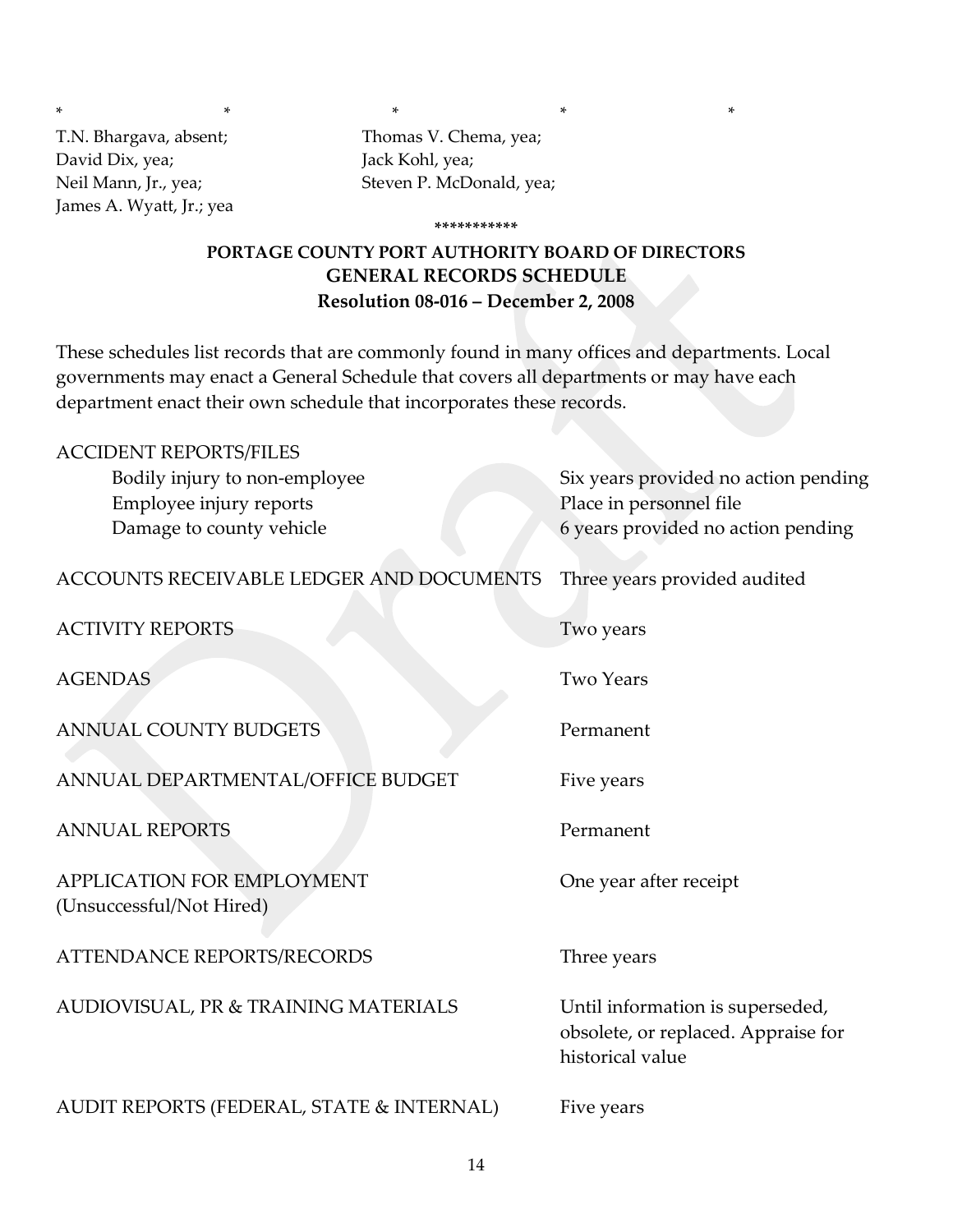\*　　　　　\*　　　　　\*　　　　　\*　　　　　\*

T.N. Bhargava, absent;
Thomas V. Chema, yea;
David Dix, yea;
Jack Kohl, yea;
Neil Mann, Jr., yea;
Steven P. McDonald, yea;
James A. Wyatt, Jr.; yea

\*\*\*\*\*\*\*\*\*\*\*

**PORTAGE COUNTY PORT AUTHORITY BOARD OF DIRECTORS**
**GENERAL RECORDS SCHEDULE**
**Resolution 08-016 – December 2, 2008**

These schedules list records that are commonly found in many offices and departments. Local governments may enact a General Schedule that covers all departments or may have each department enact their own schedule that incorporates these records.

| Record | Retention |
|---|---|
| ACCIDENT REPORTS/FILES | |
| Bodily injury to non-employee | Six years provided no action pending |
| Employee injury reports | Place in personnel file |
| Damage to county vehicle | 6 years provided no action pending |
| ACCOUNTS RECEIVABLE LEDGER AND DOCUMENTS | Three years provided audited |
| ACTIVITY REPORTS | Two years |
| AGENDAS | Two Years |
| ANNUAL COUNTY BUDGETS | Permanent |
| ANNUAL DEPARTMENTAL/OFFICE BUDGET | Five years |
| ANNUAL REPORTS | Permanent |
| APPLICATION FOR EMPLOYMENT (Unsuccessful/Not Hired) | One year after receipt |
| ATTENDANCE REPORTS/RECORDS | Three years |
| AUDIOVISUAL, PR & TRAINING MATERIALS | Until information is superseded, obsolete, or replaced. Appraise for historical value |
| AUDIT REPORTS (FEDERAL, STATE & INTERNAL) | Five years |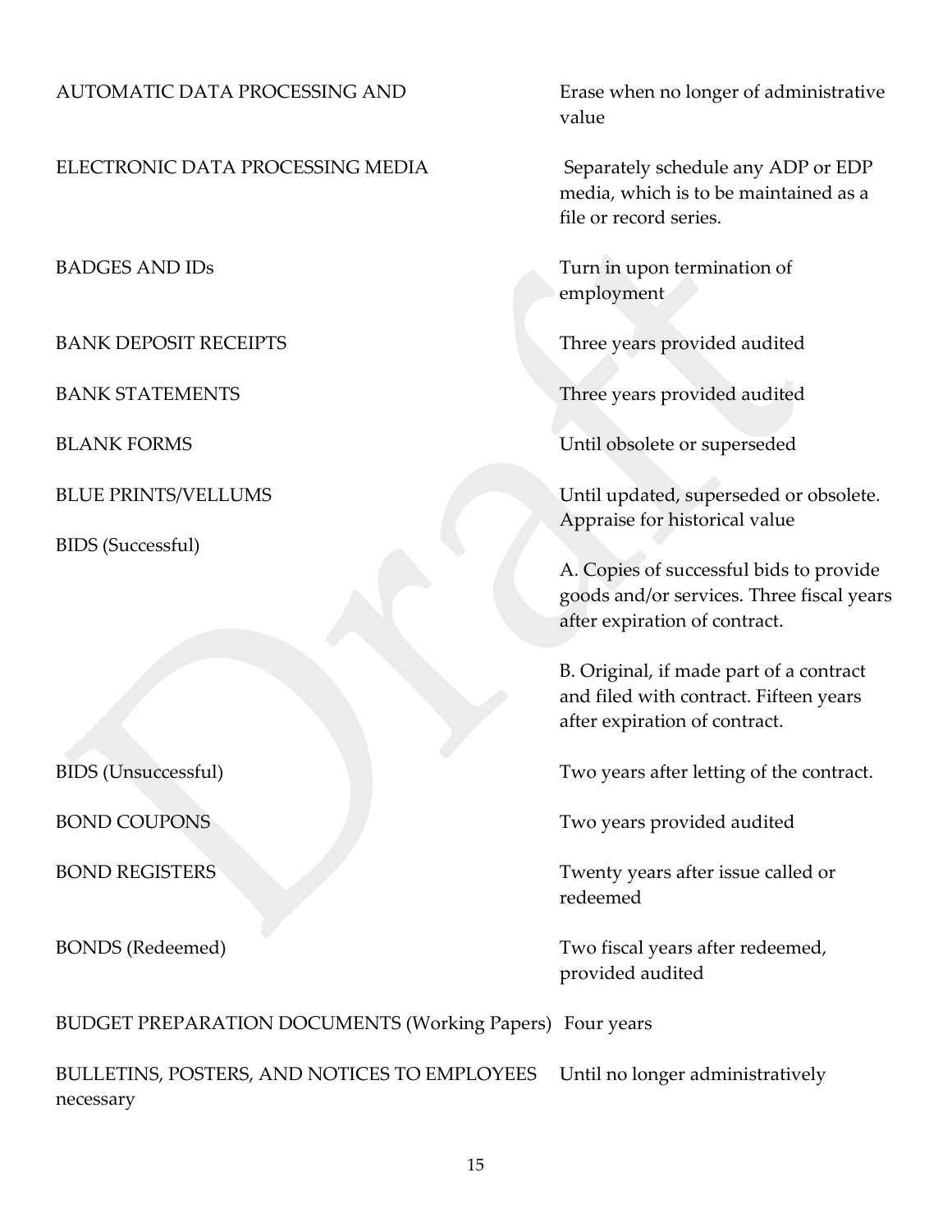| | |
|---|---|
| AUTOMATIC DATA PROCESSING AND | Erase when no longer of administrative value |
| ELECTRONIC DATA PROCESSING MEDIA | Separately schedule any ADP or EDP media, which is to be maintained as a file or record series. |
| BADGES AND IDs | Turn in upon termination of employment |
| BANK DEPOSIT RECEIPTS | Three years provided audited |
| BANK STATEMENTS | Three years provided audited |
| BLANK FORMS | Until obsolete or superseded |
| BLUE PRINTS/VELLUMS | Until updated, superseded or obsolete. Appraise for historical value |
| BIDS (Successful) | A. Copies of successful bids to provide goods and/or services. Three fiscal years after expiration of contract.<br><br>B. Original, if made part of a contract and filed with contract. Fifteen years after expiration of contract. |
| BIDS (Unsuccessful) | Two years after letting of the contract. |
| BOND COUPONS | Two years provided audited |
| BOND REGISTERS | Twenty years after issue called or redeemed |
| BONDS (Redeemed) | Two fiscal years after redeemed, provided audited |
| BUDGET PREPARATION DOCUMENTS (Working Papers) | Four years |
| BULLETINS, POSTERS, AND NOTICES TO EMPLOYEES | Until no longer administratively necessary |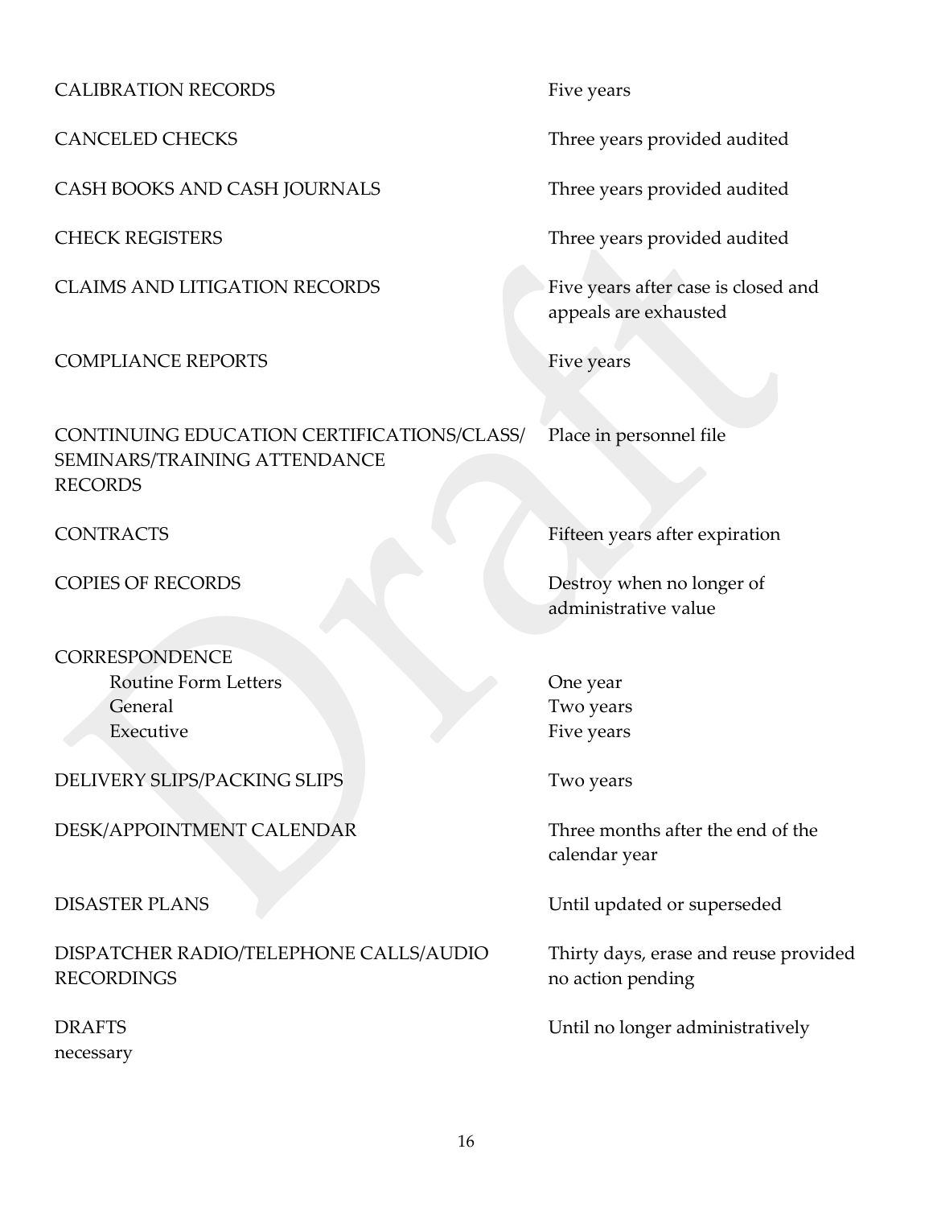| | |
|---|---|
| CALIBRATION RECORDS | Five years |
| CANCELED CHECKS | Three years provided audited |
| CASH BOOKS AND CASH JOURNALS | Three years provided audited |
| CHECK REGISTERS | Three years provided audited |
| CLAIMS AND LITIGATION RECORDS | Five years after case is closed and appeals are exhausted |
| COMPLIANCE REPORTS | Five years |
| CONTINUING EDUCATION CERTIFICATIONS/CLASS/ SEMINARS/TRAINING ATTENDANCE RECORDS | Place in personnel file |
| CONTRACTS | Fifteen years after expiration |
| COPIES OF RECORDS | Destroy when no longer of administrative value |
| CORRESPONDENCE | |
| Routine Form Letters | One year |
| General | Two years |
| Executive | Five years |
| DELIVERY SLIPS/PACKING SLIPS | Two years |
| DESK/APPOINTMENT CALENDAR | Three months after the end of the calendar year |
| DISASTER PLANS | Until updated or superseded |
| DISPATCHER RADIO/TELEPHONE CALLS/AUDIO RECORDINGS | Thirty days, erase and reuse provided no action pending |
| DRAFTS | Until no longer administratively necessary |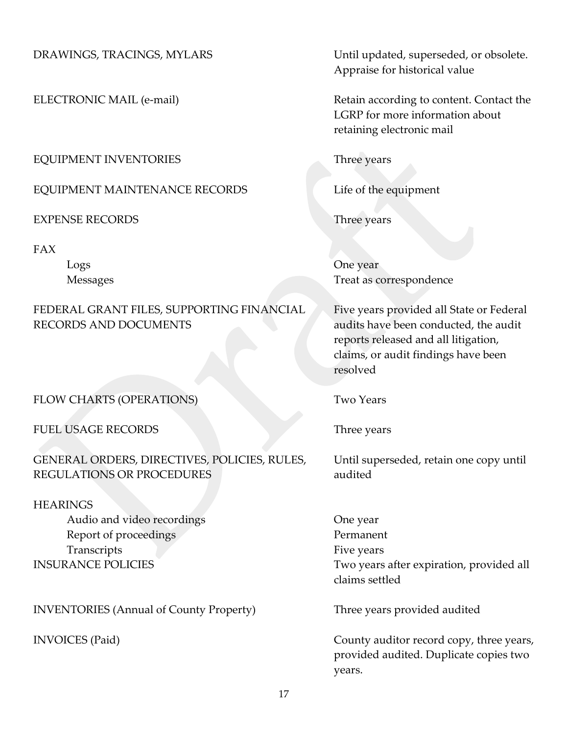| Record | Retention |
|---|---|
| DRAWINGS, TRACINGS, MYLARS | Until updated, superseded, or obsolete. Appraise for historical value |
| ELECTRONIC MAIL (e-mail) | Retain according to content. Contact the LGRP for more information about retaining electronic mail |
| EQUIPMENT INVENTORIES | Three years |
| EQUIPMENT MAINTENANCE RECORDS | Life of the equipment |
| EXPENSE RECORDS | Three years |
| FAX | |
| Logs | One year |
| Messages | Treat as correspondence |
| FEDERAL GRANT FILES, SUPPORTING FINANCIAL RECORDS AND DOCUMENTS | Five years provided all State or Federal audits have been conducted, the audit reports released and all litigation, claims, or audit findings have been resolved |
| FLOW CHARTS (OPERATIONS) | Two Years |
| FUEL USAGE RECORDS | Three years |
| GENERAL ORDERS, DIRECTIVES, POLICIES, RULES, REGULATIONS OR PROCEDURES | Until superseded, retain one copy until audited |
| HEARINGS | |
| Audio and video recordings | One year |
| Report of proceedings | Permanent |
| Transcripts | Five years |
| INSURANCE POLICIES | Two years after expiration, provided all claims settled |
| INVENTORIES (Annual of County Property) | Three years provided audited |
| INVOICES (Paid) | County auditor record copy, three years, provided audited. Duplicate copies two years. |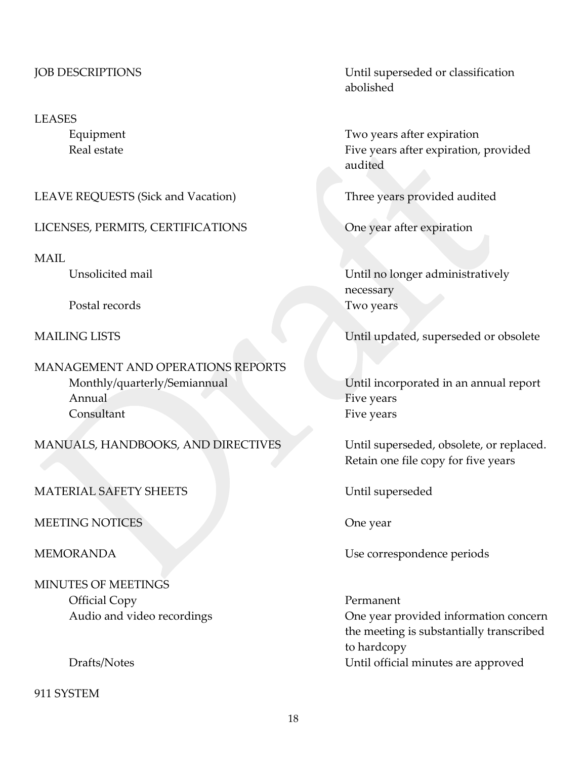| Record | Retention Period |
|---|---|
| JOB DESCRIPTIONS | Until superseded or classification abolished |
| LEASES | |
| Equipment | Two years after expiration |
| Real estate | Five years after expiration, provided audited |
| LEAVE REQUESTS (Sick and Vacation) | Three years provided audited |
| LICENSES, PERMITS, CERTIFICATIONS | One year after expiration |
| MAIL | |
| Unsolicited mail | Until no longer administratively necessary |
| Postal records | Two years |
| MAILING LISTS | Until updated, superseded or obsolete |
| MANAGEMENT AND OPERATIONS REPORTS | |
| Monthly/quarterly/Semiannual | Until incorporated in an annual report |
| Annual | Five years |
| Consultant | Five years |
| MANUALS, HANDBOOKS, AND DIRECTIVES | Until superseded, obsolete, or replaced. Retain one file copy for five years |
| MATERIAL SAFETY SHEETS | Until superseded |
| MEETING NOTICES | One year |
| MEMORANDA | Use correspondence periods |
| MINUTES OF MEETINGS | |
| Official Copy | Permanent |
| Audio and video recordings | One year provided information concern the meeting is substantially transcribed to hardcopy |
| Drafts/Notes | Until official minutes are approved |
| 911 SYSTEM | |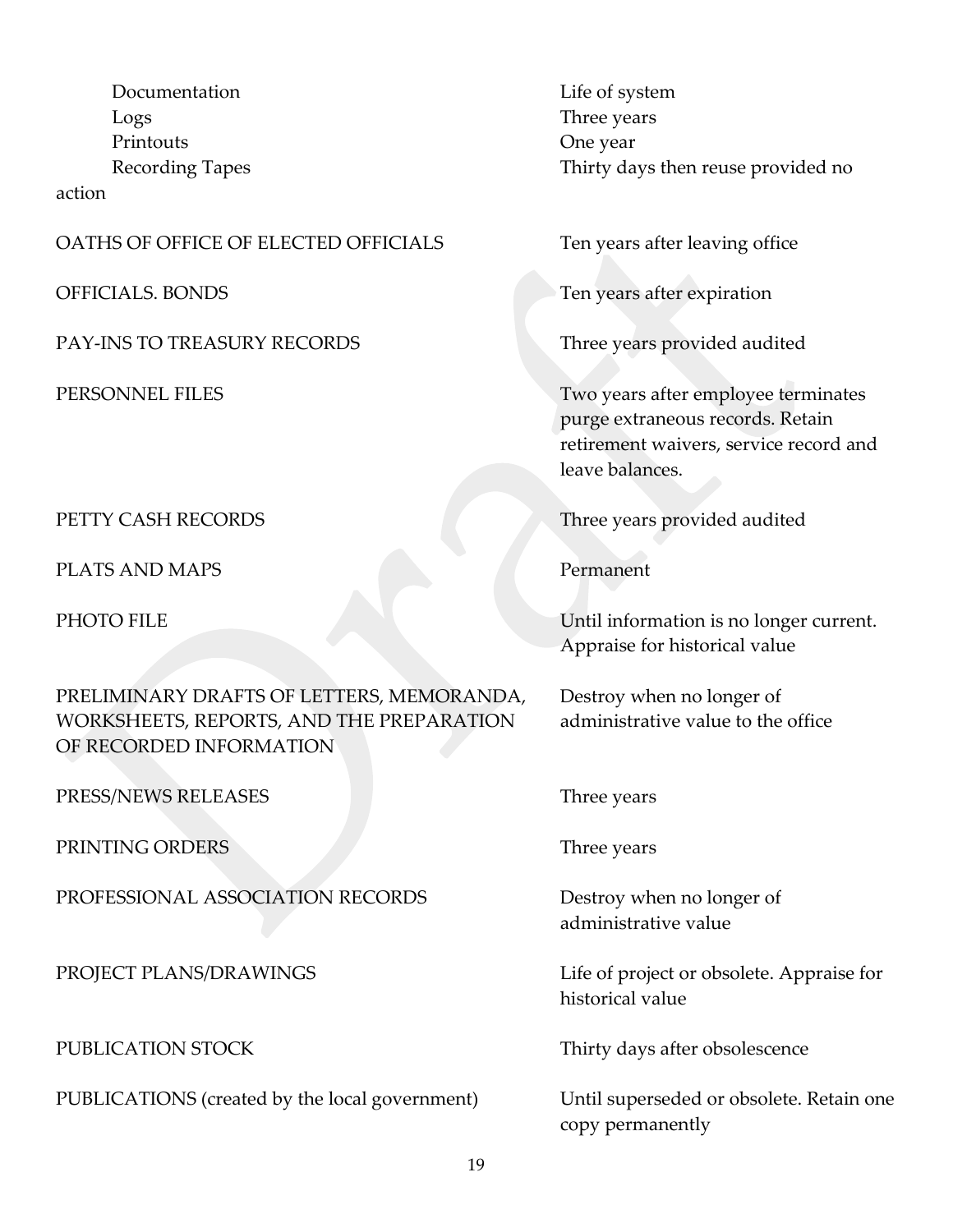| | |
|---|---|
| Documentation | Life of system |
| Logs | Three years |
| Printouts | One year |
| Recording Tapes | Thirty days then reuse provided no action |
| OATHS OF OFFICE OF ELECTED OFFICIALS | Ten years after leaving office |
| OFFICIALS. BONDS | Ten years after expiration |
| PAY-INS TO TREASURY RECORDS | Three years provided audited |
| PERSONNEL FILES | Two years after employee terminates purge extraneous records. Retain retirement waivers, service record and leave balances. |
| PETTY CASH RECORDS | Three years provided audited |
| PLATS AND MAPS | Permanent |
| PHOTO FILE | Until information is no longer current. Appraise for historical value |
| PRELIMINARY DRAFTS OF LETTERS, MEMORANDA, WORKSHEETS, REPORTS, AND THE PREPARATION OF RECORDED INFORMATION | Destroy when no longer of administrative value to the office |
| PRESS/NEWS RELEASES | Three years |
| PRINTING ORDERS | Three years |
| PROFESSIONAL ASSOCIATION RECORDS | Destroy when no longer of administrative value |
| PROJECT PLANS/DRAWINGS | Life of project or obsolete. Appraise for historical value |
| PUBLICATION STOCK | Thirty days after obsolescence |
| PUBLICATIONS (created by the local government) | Until superseded or obsolete. Retain one copy permanently |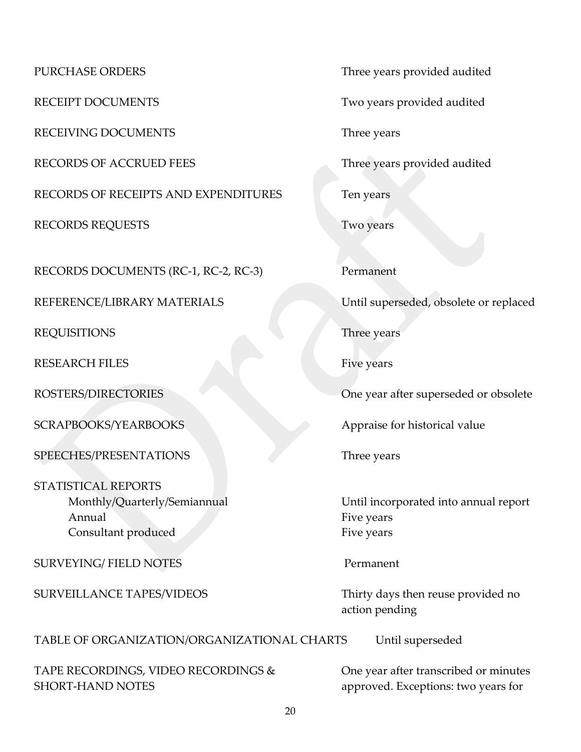| | |
|---|---|
| PURCHASE ORDERS | Three years provided audited |
| RECEIPT DOCUMENTS | Two years provided audited |
| RECEIVING DOCUMENTS | Three years |
| RECORDS OF ACCRUED FEES | Three years provided audited |
| RECORDS OF RECEIPTS AND EXPENDITURES | Ten years |
| RECORDS REQUESTS | Two years |
| RECORDS DOCUMENTS (RC-1, RC-2, RC-3) | Permanent |
| REFERENCE/LIBRARY MATERIALS | Until superseded, obsolete or replaced |
| REQUISITIONS | Three years |
| RESEARCH FILES | Five years |
| ROSTERS/DIRECTORIES | One year after superseded or obsolete |
| SCRAPBOOKS/YEARBOOKS | Appraise for historical value |
| SPEECHES/PRESENTATIONS | Three years |
| STATISTICAL REPORTS | |
| Monthly/Quarterly/Semiannual | Until incorporated into annual report |
| Annual | Five years |
| Consultant produced | Five years |
| SURVEYING/ FIELD NOTES | Permanent |
| SURVEILLANCE TAPES/VIDEOS | Thirty days then reuse provided no action pending |
| TABLE OF ORGANIZATION/ORGANIZATIONAL CHARTS | Until superseded |
| TAPE RECORDINGS, VIDEO RECORDINGS & SHORT-HAND NOTES | One year after transcribed or minutes approved. Exceptions: two years for |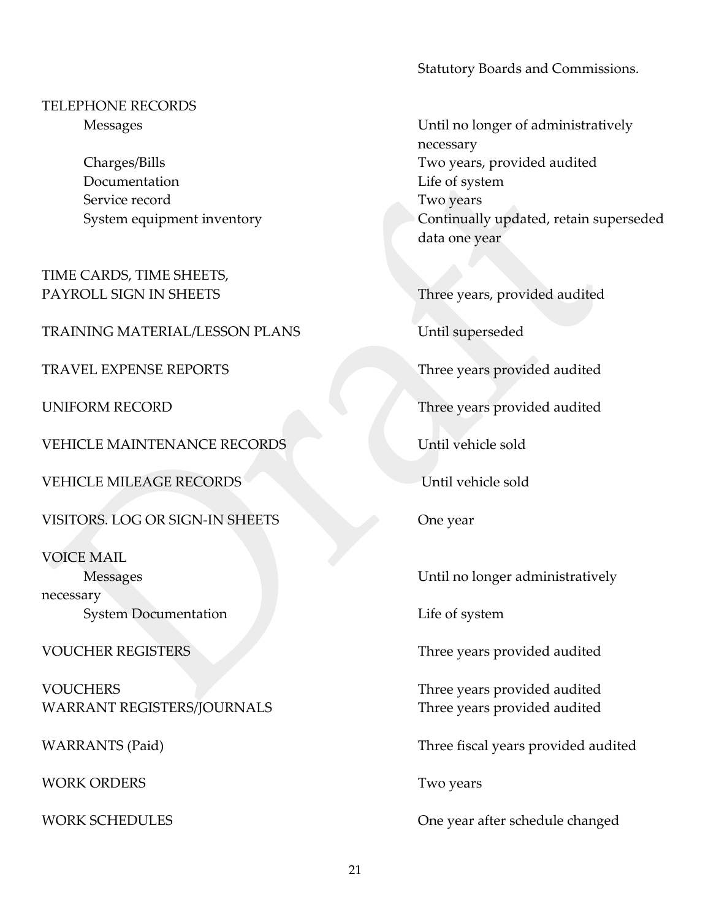Statutory Boards and Commissions.

| Record | Retention |
|---|---|
| TELEPHONE RECORDS | |
| Messages | Until no longer of administratively necessary |
| Charges/Bills | Two years, provided audited |
| Documentation | Life of system |
| Service record | Two years |
| System equipment inventory | Continually updated, retain superseded data one year |
| TIME CARDS, TIME SHEETS, PAYROLL SIGN IN SHEETS | Three years, provided audited |
| TRAINING MATERIAL/LESSON PLANS | Until superseded |
| TRAVEL EXPENSE REPORTS | Three years provided audited |
| UNIFORM RECORD | Three years provided audited |
| VEHICLE MAINTENANCE RECORDS | Until vehicle sold |
| VEHICLE MILEAGE RECORDS | Until vehicle sold |
| VISITORS. LOG OR SIGN-IN SHEETS | One year |
| VOICE MAIL | |
| Messages | Until no longer administratively necessary |
| System Documentation | Life of system |
| VOUCHER REGISTERS | Three years provided audited |
| VOUCHERS | Three years provided audited |
| WARRANT REGISTERS/JOURNALS | Three years provided audited |
| WARRANTS (Paid) | Three fiscal years provided audited |
| WORK ORDERS | Two years |
| WORK SCHEDULES | One year after schedule changed |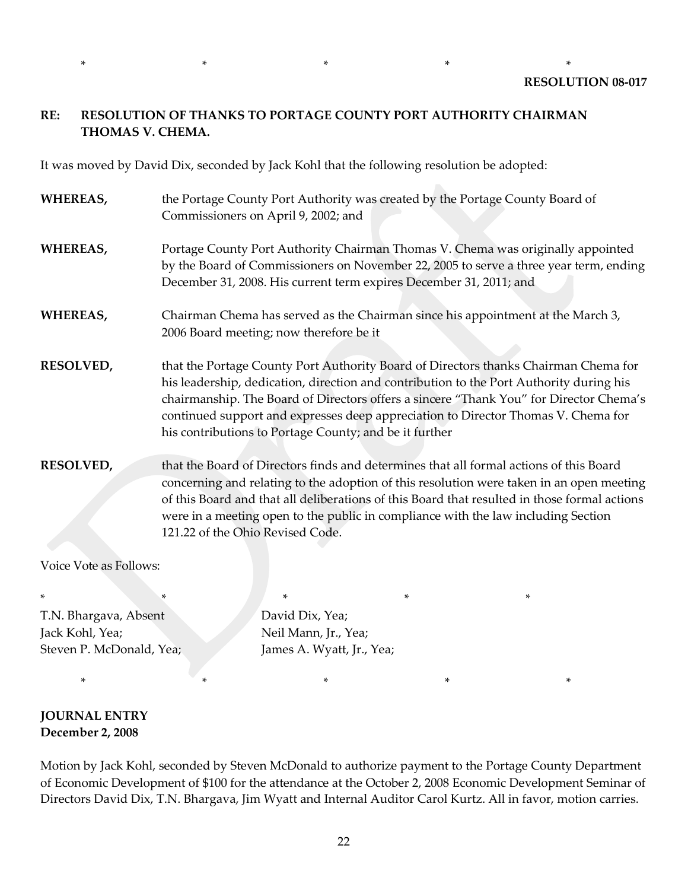\*  \*  \*  \*  \*

**RESOLUTION 08-017**

**RE: RESOLUTION OF THANKS TO PORTAGE COUNTY PORT AUTHORITY CHAIRMAN THOMAS V. CHEMA.**

It was moved by David Dix, seconded by Jack Kohl that the following resolution be adopted:

**WHEREAS,** the Portage County Port Authority was created by the Portage County Board of Commissioners on April 9, 2002; and

**WHEREAS,** Portage County Port Authority Chairman Thomas V. Chema was originally appointed by the Board of Commissioners on November 22, 2005 to serve a three year term, ending December 31, 2008. His current term expires December 31, 2011; and

**WHEREAS,** Chairman Chema has served as the Chairman since his appointment at the March 3, 2006 Board meeting; now therefore be it

**RESOLVED,** that the Portage County Port Authority Board of Directors thanks Chairman Chema for his leadership, dedication, direction and contribution to the Port Authority during his chairmanship. The Board of Directors offers a sincere "Thank You" for Director Chema's continued support and expresses deep appreciation to Director Thomas V. Chema for his contributions to Portage County; and be it further

**RESOLVED,** that the Board of Directors finds and determines that all formal actions of this Board concerning and relating to the adoption of this resolution were taken in an open meeting of this Board and that all deliberations of this Board that resulted in those formal actions were in a meeting open to the public in compliance with the law including Section 121.22 of the Ohio Revised Code.

Voice Vote as Follows:

\*  \*  \*  \*  \*

T.N. Bhargava, Absent  
Jack Kohl, Yea;  
Steven P. McDonald, Yea;  
David Dix, Yea;  
Neil Mann, Jr., Yea;  
James A. Wyatt, Jr., Yea;

\*  \*  \*  \*  \*

**JOURNAL ENTRY**  
**December 2, 2008**

Motion by Jack Kohl, seconded by Steven McDonald to authorize payment to the Portage County Department of Economic Development of $100 for the attendance at the October 2, 2008 Economic Development Seminar of Directors David Dix, T.N. Bhargava, Jim Wyatt and Internal Auditor Carol Kurtz. All in favor, motion carries.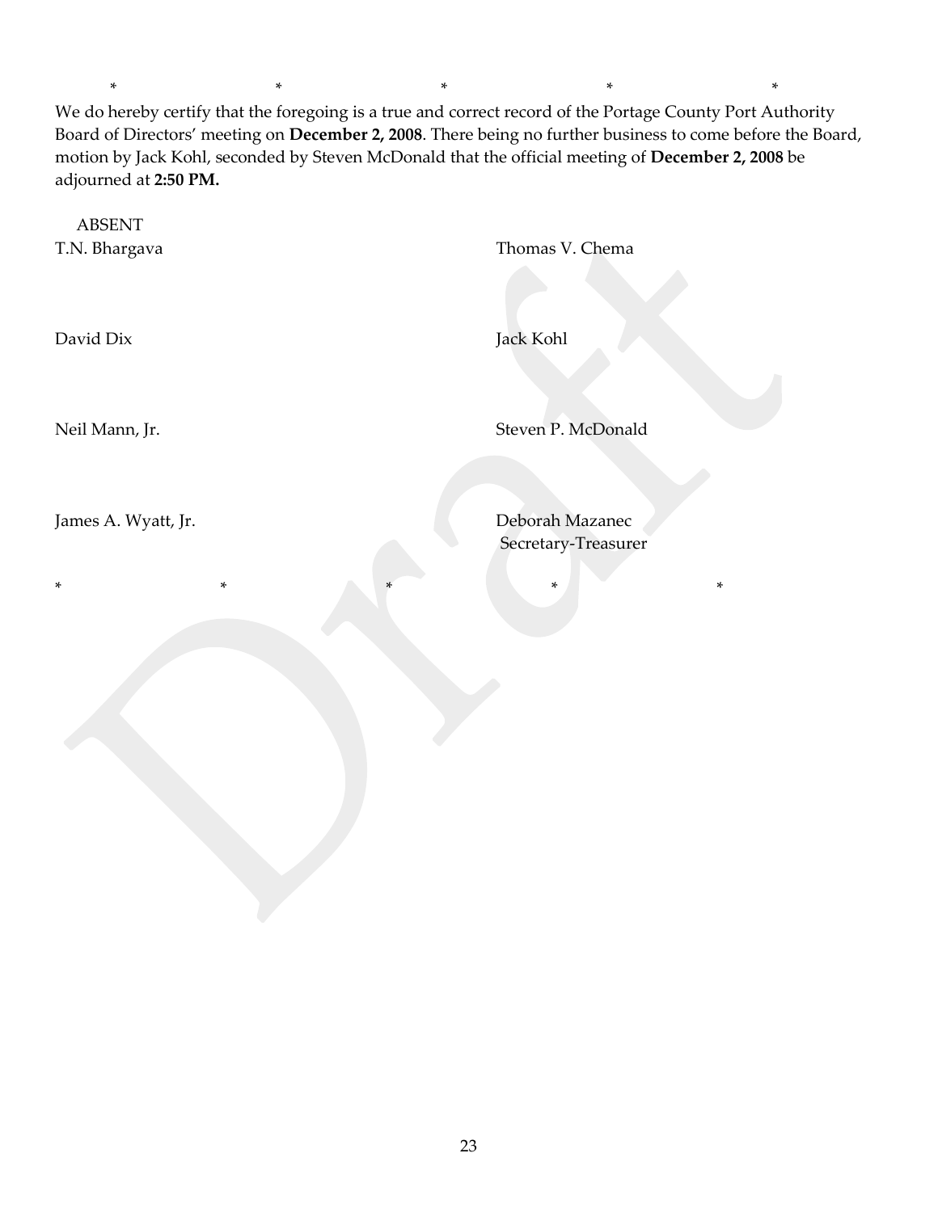\*　　　　　\*　　　　　\*　　　　　\*　　　　　\*

We do hereby certify that the foregoing is a true and correct record of the Portage County Port Authority Board of Directors' meeting on **December 2, 2008**. There being no further business to come before the Board, motion by Jack Kohl, seconded by Steven McDonald that the official meeting of **December 2, 2008** be adjourned at **2:50 PM.**

| | |
|---|---|
| ABSENT<br>T.N. Bhargava | Thomas V. Chema |
| David Dix | Jack Kohl |
| Neil Mann, Jr. | Steven P. McDonald |
| James A. Wyatt, Jr. | Deborah Mazanec<br>Secretary-Treasurer |

\*　　　　　\*　　　　　\*　　　　　\*　　　　　\*

Draft